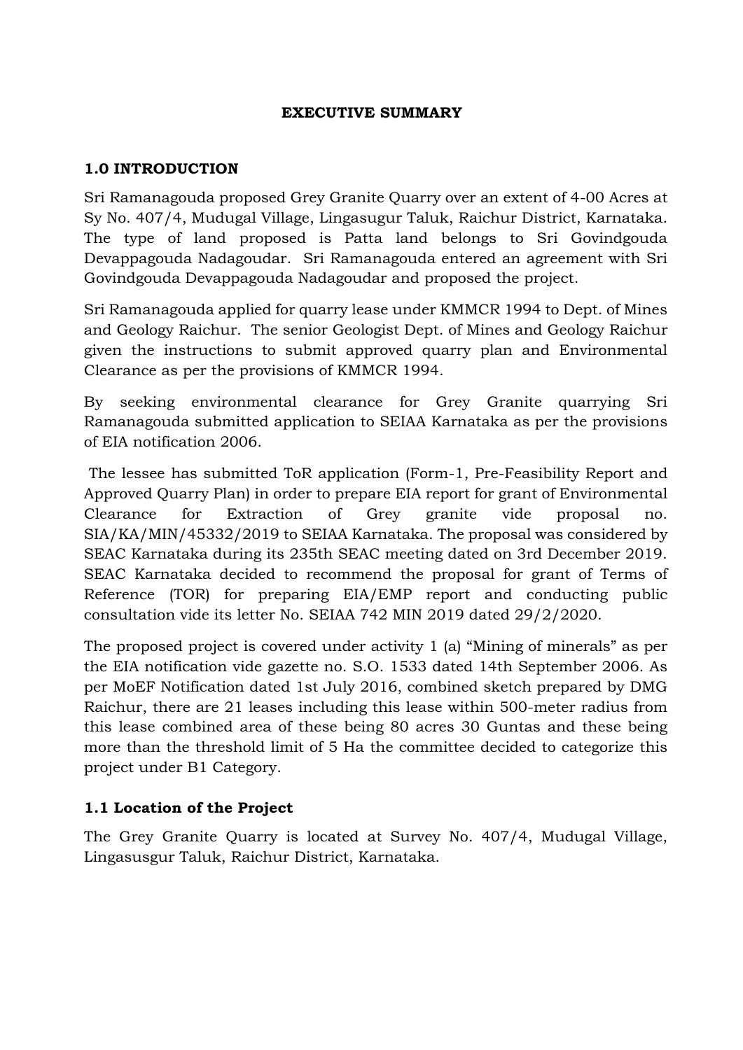# EXECUTIVE SUMMARY

## 1.0 INTRODUCTION

Sri Ramanagouda proposed Grey Granite Quarry over an extent of 4-00 Acres at Sy No. 407/4, Mudugal Village, Lingasugur Taluk, Raichur District, Karnataka. The type of land proposed is Patta land belongs to Sri Govindgouda Devappagouda Nadagoudar. Sri Ramanagouda entered an agreement with Sri Govindgouda Devappagouda Nadagoudar and proposed the project.

Sri Ramanagouda applied for quarry lease under KMMCR 1994 to Dept. of Mines and Geology Raichur. The senior Geologist Dept. of Mines and Geology Raichur given the instructions to submit approved quarry plan and Environmental Clearance as per the provisions of KMMCR 1994.

By seeking environmental clearance for Grey Granite quarrying Sri Ramanagouda submitted application to SEIAA Karnataka as per the provisions of EIA notification 2006.

The lessee has submitted ToR application (Form-1, Pre-Feasibility Report and Approved Quarry Plan) in order to prepare EIA report for grant of Environmental Clearance for Extraction of Grey granite vide proposal no. SIA/KA/MIN/45332/2019 to SEIAA Karnataka. The proposal was considered by SEAC Karnataka during its 235th SEAC meeting dated on 3rd December 2019. SEAC Karnataka decided to recommend the proposal for grant of Terms of Reference (TOR) for preparing EIA/EMP report and conducting public consultation vide its letter No. SEIAA 742 MIN 2019 dated 29/2/2020.

The proposed project is covered under activity 1 (a) "Mining of minerals" as per the EIA notification vide gazette no. S.O. 1533 dated 14th September 2006. As per MoEF Notification dated 1st July 2016, combined sketch prepared by DMG Raichur, there are 21 leases including this lease within 500-meter radius from this lease combined area of these being 80 acres 30 Guntas and these being more than the threshold limit of 5 Ha the committee decided to categorize this project under B1 Category.

## 1.1 Location of the Project

The Grey Granite Quarry is located at Survey No. 407/4, Mudugal Village, Lingasusgur Taluk, Raichur District, Karnataka.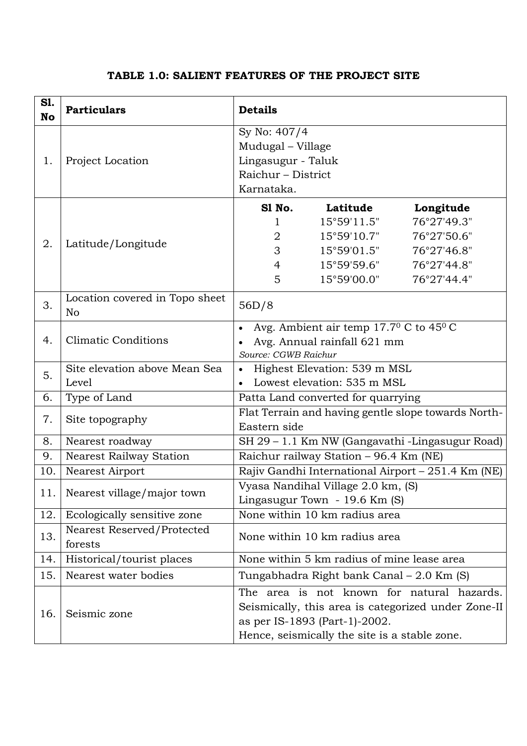**TABLE 1.0: SALIENT FEATURES OF THE PROJECT SITE**

| Sl. No | Particulars | Details |
|---|---|---|
| 1. | Project Location | Sy No: 407/4<br>Mudugal – Village<br>Lingasugur - Taluk<br>Raichur – District<br>Karnataka. |
| 2. | Latitude/Longitude | **Sl No. / Latitude / Longitude**<br>1 / 15°59'11.5" / 76°27'49.3"<br>2 / 15°59'10.7" / 76°27'50.6"<br>3 / 15°59'01.5" / 76°27'46.8"<br>4 / 15°59'59.6" / 76°27'44.8"<br>5 / 15°59'00.0" / 76°27'44.4" |
| 3. | Location covered in Topo sheet No | 56D/8 |
| 4. | Climatic Conditions | • Avg. Ambient air temp $17.7^{0}$ C to $45^{0}$ C<br>• Avg. Annual rainfall 621 mm<br>*Source: CGWB Raichur* |
| 5. | Site elevation above Mean Sea Level | • Highest Elevation: 539 m MSL<br>• Lowest elevation: 535 m MSL |
| 6. | Type of Land | Patta Land converted for quarrying |
| 7. | Site topography | Flat Terrain and having gentle slope towards North-Eastern side |
| 8. | Nearest roadway | SH 29 – 1.1 Km NW (Gangavathi -Lingasugur Road) |
| 9. | Nearest Railway Station | Raichur railway Station – 96.4 Km (NE) |
| 10. | Nearest Airport | Rajiv Gandhi International Airport – 251.4 Km (NE) |
| 11. | Nearest village/major town | Vyasa Nandihal Village 2.0 km, (S)<br>Lingasugur Town - 19.6 Km (S) |
| 12. | Ecologically sensitive zone | None within 10 km radius area |
| 13. | Nearest Reserved/Protected forests | None within 10 km radius area |
| 14. | Historical/tourist places | None within 5 km radius of mine lease area |
| 15. | Nearest water bodies | Tungabhadra Right bank Canal – 2.0 Km (S) |
| 16. | Seismic zone | The area is not known for natural hazards. Seismically, this area is categorized under Zone-II as per IS-1893 (Part-1)-2002.<br>Hence, seismically the site is a stable zone. |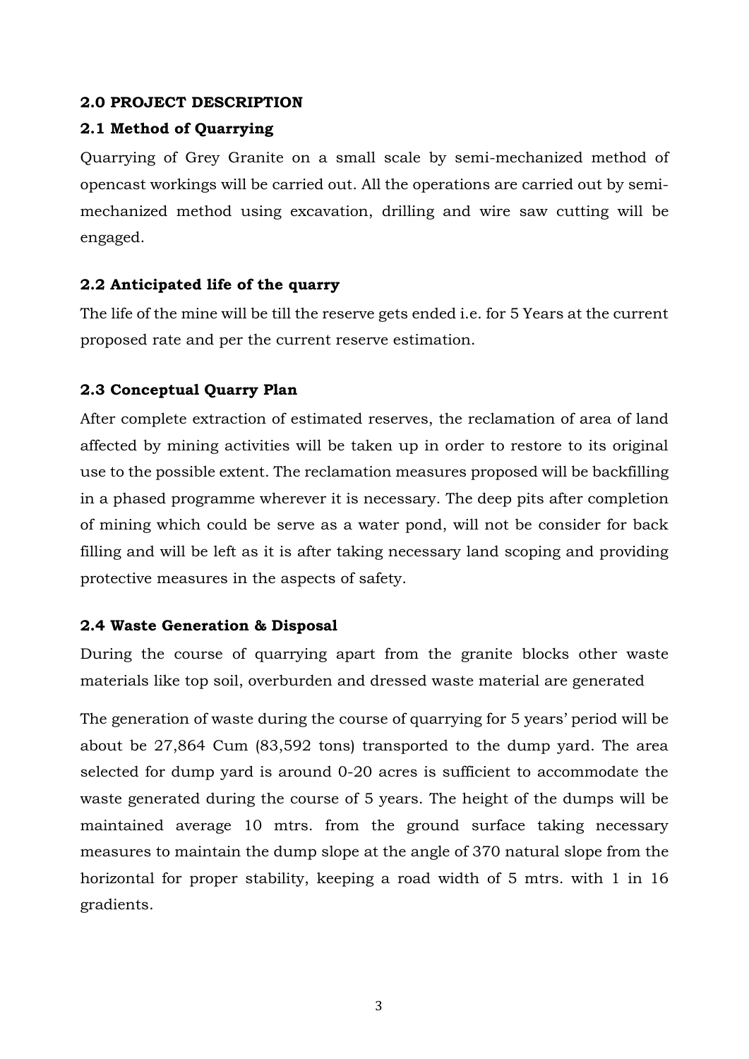## 2.0 PROJECT DESCRIPTION

### 2.1 Method of Quarrying

Quarrying of Grey Granite on a small scale by semi-mechanized method of opencast workings will be carried out. All the operations are carried out by semi-mechanized method using excavation, drilling and wire saw cutting will be engaged.

### 2.2 Anticipated life of the quarry

The life of the mine will be till the reserve gets ended i.e. for 5 Years at the current proposed rate and per the current reserve estimation.

### 2.3 Conceptual Quarry Plan

After complete extraction of estimated reserves, the reclamation of area of land affected by mining activities will be taken up in order to restore to its original use to the possible extent. The reclamation measures proposed will be backfilling in a phased programme wherever it is necessary. The deep pits after completion of mining which could be serve as a water pond, will not be consider for back filling and will be left as it is after taking necessary land scoping and providing protective measures in the aspects of safety.

### 2.4 Waste Generation & Disposal

During the course of quarrying apart from the granite blocks other waste materials like top soil, overburden and dressed waste material are generated

The generation of waste during the course of quarrying for 5 years' period will be about be 27,864 Cum (83,592 tons) transported to the dump yard. The area selected for dump yard is around 0-20 acres is sufficient to accommodate the waste generated during the course of 5 years. The height of the dumps will be maintained average 10 mtrs. from the ground surface taking necessary measures to maintain the dump slope at the angle of 370 natural slope from the horizontal for proper stability, keeping a road width of 5 mtrs. with 1 in 16 gradients.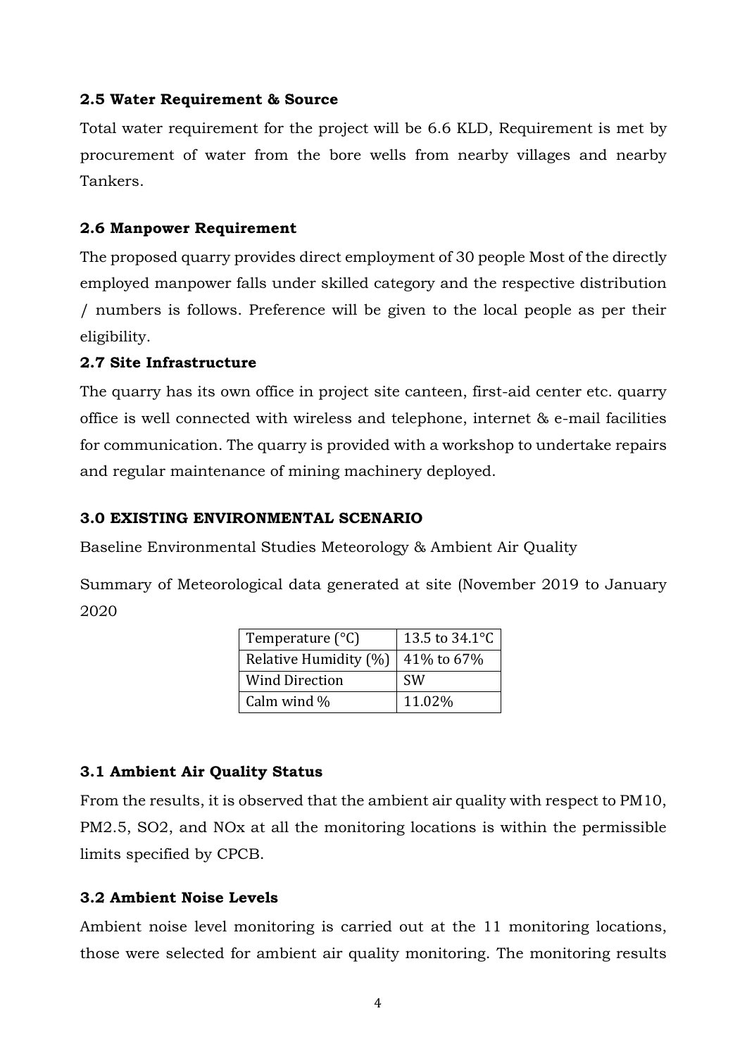### 2.5 Water Requirement & Source

Total water requirement for the project will be 6.6 KLD, Requirement is met by procurement of water from the bore wells from nearby villages and nearby Tankers.

### 2.6 Manpower Requirement

The proposed quarry provides direct employment of 30 people Most of the directly employed manpower falls under skilled category and the respective distribution / numbers is follows. Preference will be given to the local people as per their eligibility.

### 2.7 Site Infrastructure

The quarry has its own office in project site canteen, first-aid center etc. quarry office is well connected with wireless and telephone, internet & e-mail facilities for communication. The quarry is provided with a workshop to undertake repairs and regular maintenance of mining machinery deployed.

### 3.0 EXISTING ENVIRONMENTAL SCENARIO

Baseline Environmental Studies Meteorology & Ambient Air Quality

Summary of Meteorological data generated at site (November 2019 to January 2020

| Temperature (°C) | 13.5 to 34.1°C |
|---|---|
| Relative Humidity (%) | 41% to 67% |
| Wind Direction | SW |
| Calm wind % | 11.02% |

### 3.1 Ambient Air Quality Status

From the results, it is observed that the ambient air quality with respect to PM10, PM2.5, SO2, and NOx at all the monitoring locations is within the permissible limits specified by CPCB.

### 3.2 Ambient Noise Levels

Ambient noise level monitoring is carried out at the 11 monitoring locations, those were selected for ambient air quality monitoring. The monitoring results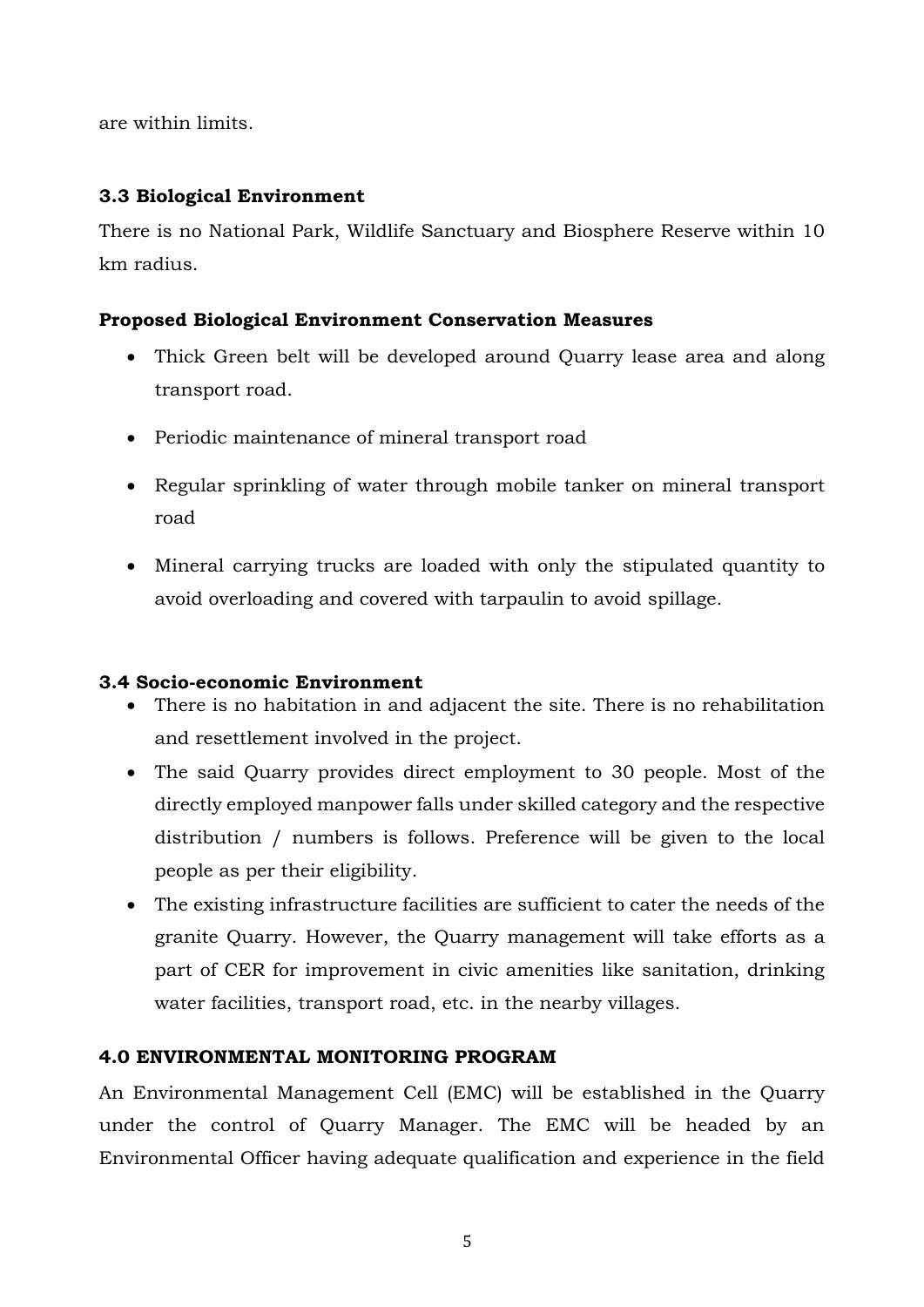are within limits.

### 3.3 Biological Environment

There is no National Park, Wildlife Sanctuary and Biosphere Reserve within 10 km radius.

**Proposed Biological Environment Conservation Measures**

- Thick Green belt will be developed around Quarry lease area and along transport road.
- Periodic maintenance of mineral transport road
- Regular sprinkling of water through mobile tanker on mineral transport road
- Mineral carrying trucks are loaded with only the stipulated quantity to avoid overloading and covered with tarpaulin to avoid spillage.

### 3.4 Socio-economic Environment

- There is no habitation in and adjacent the site. There is no rehabilitation and resettlement involved in the project.
- The said Quarry provides direct employment to 30 people. Most of the directly employed manpower falls under skilled category and the respective distribution / numbers is follows. Preference will be given to the local people as per their eligibility.
- The existing infrastructure facilities are sufficient to cater the needs of the granite Quarry. However, the Quarry management will take efforts as a part of CER for improvement in civic amenities like sanitation, drinking water facilities, transport road, etc. in the nearby villages.

## 4.0 ENVIRONMENTAL MONITORING PROGRAM

An Environmental Management Cell (EMC) will be established in the Quarry under the control of Quarry Manager. The EMC will be headed by an Environmental Officer having adequate qualification and experience in the field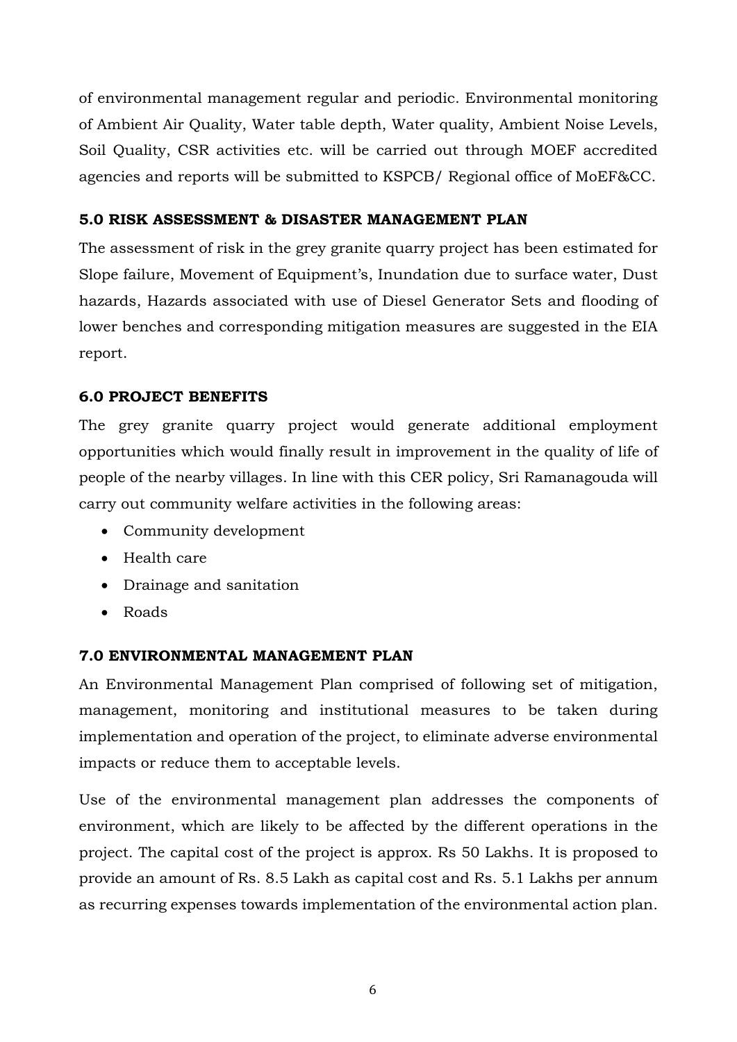of environmental management regular and periodic. Environmental monitoring of Ambient Air Quality, Water table depth, Water quality, Ambient Noise Levels, Soil Quality, CSR activities etc. will be carried out through MOEF accredited agencies and reports will be submitted to KSPCB/ Regional office of MoEF&CC.

## 5.0 RISK ASSESSMENT & DISASTER MANAGEMENT PLAN

The assessment of risk in the grey granite quarry project has been estimated for Slope failure, Movement of Equipment's, Inundation due to surface water, Dust hazards, Hazards associated with use of Diesel Generator Sets and flooding of lower benches and corresponding mitigation measures are suggested in the EIA report.

## 6.0 PROJECT BENEFITS

The grey granite quarry project would generate additional employment opportunities which would finally result in improvement in the quality of life of people of the nearby villages. In line with this CER policy, Sri Ramanagouda will carry out community welfare activities in the following areas:

- Community development
- Health care
- Drainage and sanitation
- Roads

## 7.0 ENVIRONMENTAL MANAGEMENT PLAN

An Environmental Management Plan comprised of following set of mitigation, management, monitoring and institutional measures to be taken during implementation and operation of the project, to eliminate adverse environmental impacts or reduce them to acceptable levels.

Use of the environmental management plan addresses the components of environment, which are likely to be affected by the different operations in the project. The capital cost of the project is approx. Rs 50 Lakhs. It is proposed to provide an amount of Rs. 8.5 Lakh as capital cost and Rs. 5.1 Lakhs per annum as recurring expenses towards implementation of the environmental action plan.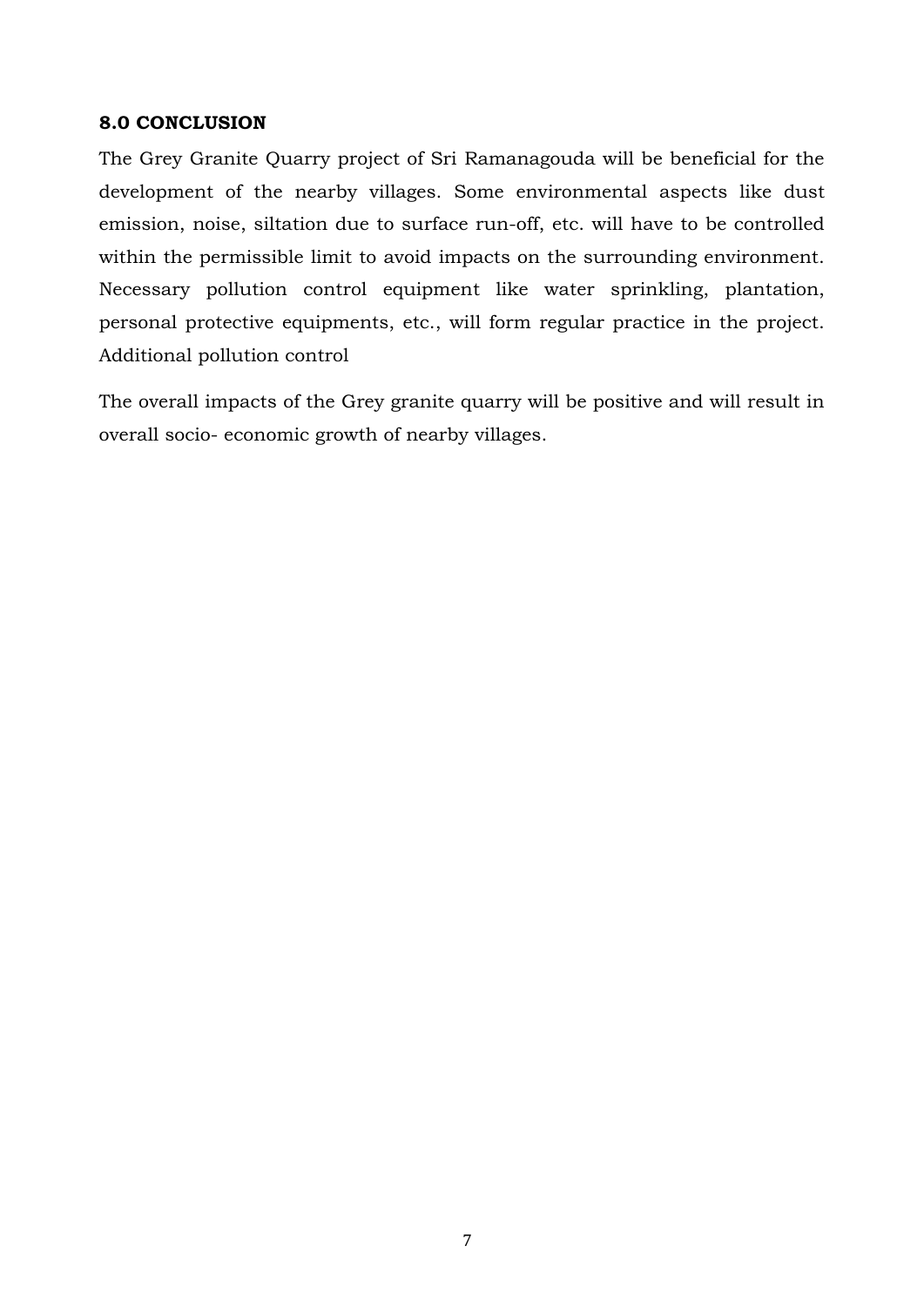## 8.0 CONCLUSION

The Grey Granite Quarry project of Sri Ramanagouda will be beneficial for the development of the nearby villages. Some environmental aspects like dust emission, noise, siltation due to surface run-off, etc. will have to be controlled within the permissible limit to avoid impacts on the surrounding environment. Necessary pollution control equipment like water sprinkling, plantation, personal protective equipments, etc., will form regular practice in the project. Additional pollution control

The overall impacts of the Grey granite quarry will be positive and will result in overall socio- economic growth of nearby villages.